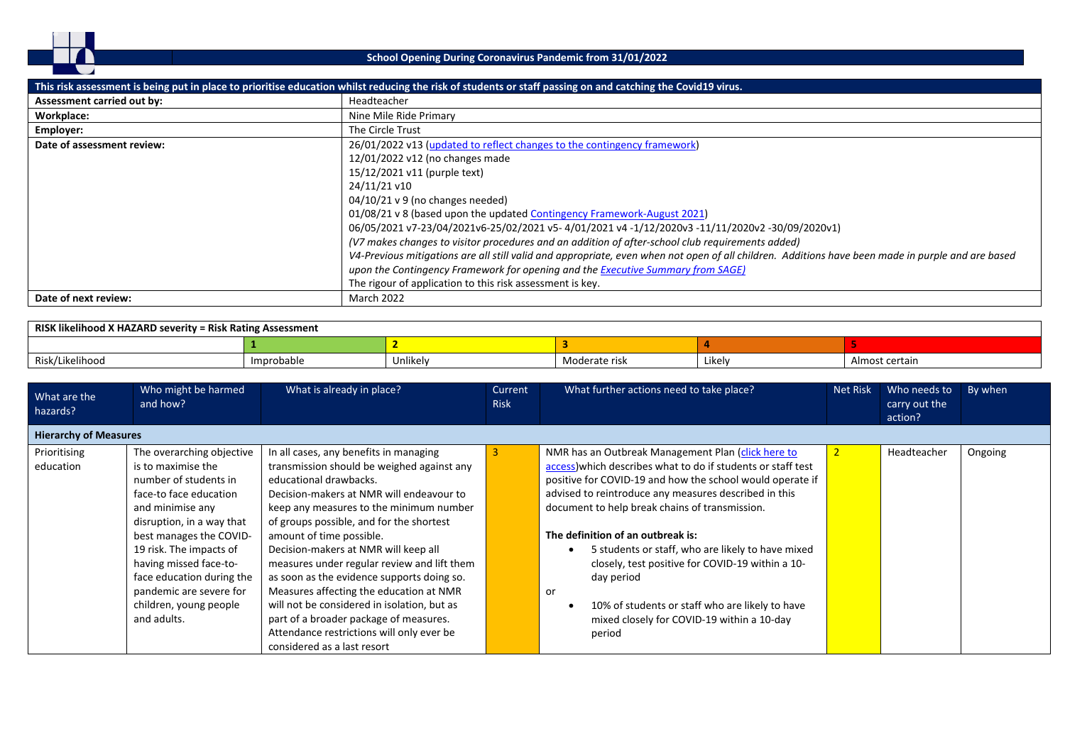# School Opening During Coronavirus Pandemic from 31/01/2022

| This risk assessment is being put in place to prioritise education whilst reducing the risk of students or staff passing on and catching the Covid19 virus. | |
|---|---|
| **Assessment carried out by:** | Headteacher |
| **Workplace:** | Nine Mile Ride Primary |
| **Employer:** | The Circle Trust |
| **Date of assessment review:** | 26/01/2022 v13 ([updated to reflect changes to the contingency framework]())<br>12/01/2022 v12 (no changes made<br>15/12/2021 v11 (purple text)<br>24/11/21 v10<br>04/10/21 v 9 (no changes needed)<br>01/08/21 v 8 (based upon the updated [Contingency Framework-August 2021]())<br>06/05/2021 v7-23/04/2021v6-25/02/2021 v5- 4/01/2021 v4 -1/12/2020v3 -11/11/2020v2 -30/09/2020v1)<br>*(V7 makes changes to visitor procedures and an addition of after-school club requirements added)*<br>*V4-Previous mitigations are all still valid and appropriate, even when not open of all children. Additions have been made in purple and are based upon the Contingency Framework for opening and the [Executive Summary from SAGE)]()*<br>The rigour of application to this risk assessment is key. |
| **Date of next review:** | March 2022 |

| **RISK likelihood X HAZARD severity = Risk Rating Assessment** | | | | | |
|---|---|---|---|---|---|
| | **1** | **2** | **3** | **4** | **5** |
| Risk/Likelihood | Improbable | Unlikely | Moderate risk | Likely | Almost certain |

| What are the hazards? | Who might be harmed and how? | What is already in place? | Current Risk | What further actions need to take place? | Net Risk | Who needs to carry out the action? | By when |
|---|---|---|---|---|---|---|---|
| **Hierarchy of Measures** | | | | | | | |
| Prioritising education | The overarching objective is to maximise the number of students in face-to face education and minimise any disruption, in a way that best manages the COVID-19 risk. The impacts of having missed face-to-face education during the pandemic are severe for children, young people and adults. | In all cases, any benefits in managing transmission should be weighed against any educational drawbacks.<br>Decision-makers at NMR will endeavour to keep any measures to the minimum number of groups possible, and for the shortest amount of time possible.<br>Decision-makers at NMR will keep all measures under regular review and lift them as soon as the evidence supports doing so.<br>Measures affecting the education at NMR will not be considered in isolation, but as part of a broader package of measures.<br>Attendance restrictions will only ever be considered as a last resort | 3 | NMR has an Outbreak Management Plan ([click here to access]())which describes what to do if students or staff test positive for COVID-19 and how the school would operate if advised to reintroduce any measures described in this document to help break chains of transmission.<br><br>**The definition of an outbreak is:**<br>• 5 students or staff, who are likely to have mixed closely, test positive for COVID-19 within a 10-day period<br><br>or<br>• 10% of students or staff who are likely to have mixed closely for COVID-19 within a 10-day period | 2 | Headteacher | Ongoing |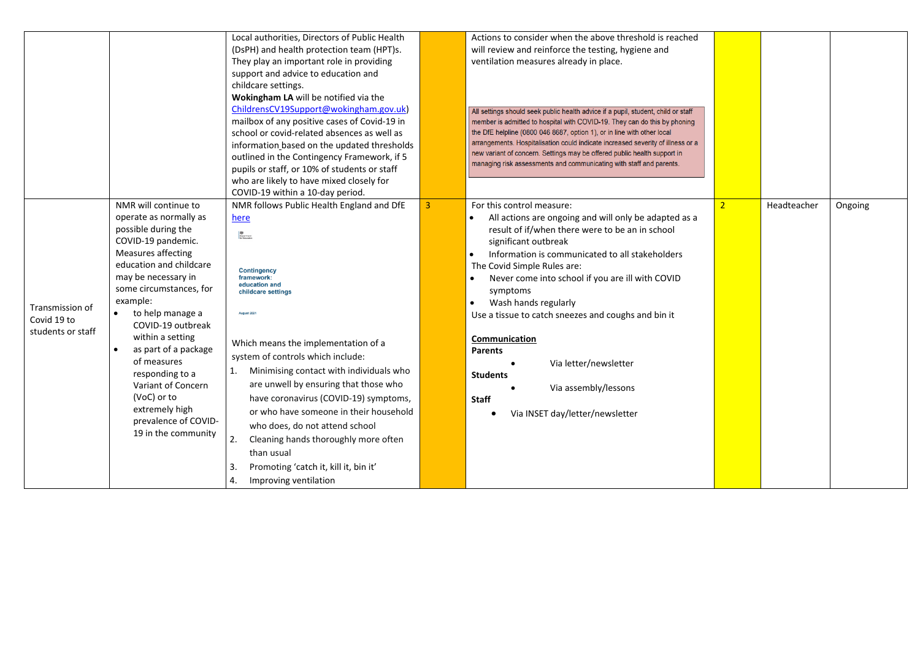| | | | | | | | |
|---|---|---|---|---|---|---|---|
| | | Local authorities, Directors of Public Health (DsPH) and health protection team (HPT)s. They play an important role in providing support and advice to education and childcare settings.<br>**Wokingham LA** will be notified via the ChildrensCV19Support@wokingham.gov.uk) mailbox of any positive cases of Covid-19 in school or covid-related absences as well as information based on the updated thresholds outlined in the Contingency Framework, if 5 pupils or staff, or 10% of students or staff who are likely to have mixed closely for COVID-19 within a 10-day period. | | Actions to consider when the above threshold is reached will review and reinforce the testing, hygiene and ventilation measures already in place.<br><br>All settings should seek public health advice if a pupil, student, child or staff member is admitted to hospital with COVID-19. They can do this by phoning the DfE helpline (0800 046 8687, option 1), or in line with other local arrangements. Hospitalisation could indicate increased severity of illness or a new variant of concern. Settings may be offered public health support in managing risk assessments and communicating with staff and parents. | | | |
| Transmission of Covid 19 to students or staff | NMR will continue to operate as normally as possible during the COVID-19 pandemic. Measures affecting education and childcare may be necessary in some circumstances, for example:<br>• to help manage a COVID-19 outbreak within a setting<br>• as part of a package of measures responding to a Variant of Concern (VoC) or to extremely high prevalence of COVID-19 in the community | NMR follows Public Health England and DfE here<br><br>Contingency framework: education and childcare settings<br>August 2021<br><br>Which means the implementation of a system of controls which include:<br>1. Minimising contact with individuals who are unwell by ensuring that those who have coronavirus (COVID-19) symptoms, or who have someone in their household who does, do not attend school<br>2. Cleaning hands thoroughly more often than usual<br>3. Promoting 'catch it, kill it, bin it'<br>4. Improving ventilation | 3 | For this control measure:<br>• All actions are ongoing and will only be adapted as a result of if/when there were to be an in school significant outbreak<br>• Information is communicated to all stakeholders<br>The Covid Simple Rules are:<br>• Never come into school if you are ill with COVID symptoms<br>• Wash hands regularly<br>Use a tissue to catch sneezes and coughs and bin it<br><br>**Communication**<br>**Parents**<br>• Via letter/newsletter<br>**Students**<br>• Via assembly/lessons<br>**Staff**<br>• Via INSET day/letter/newsletter | 2 | Headteacher | Ongoing |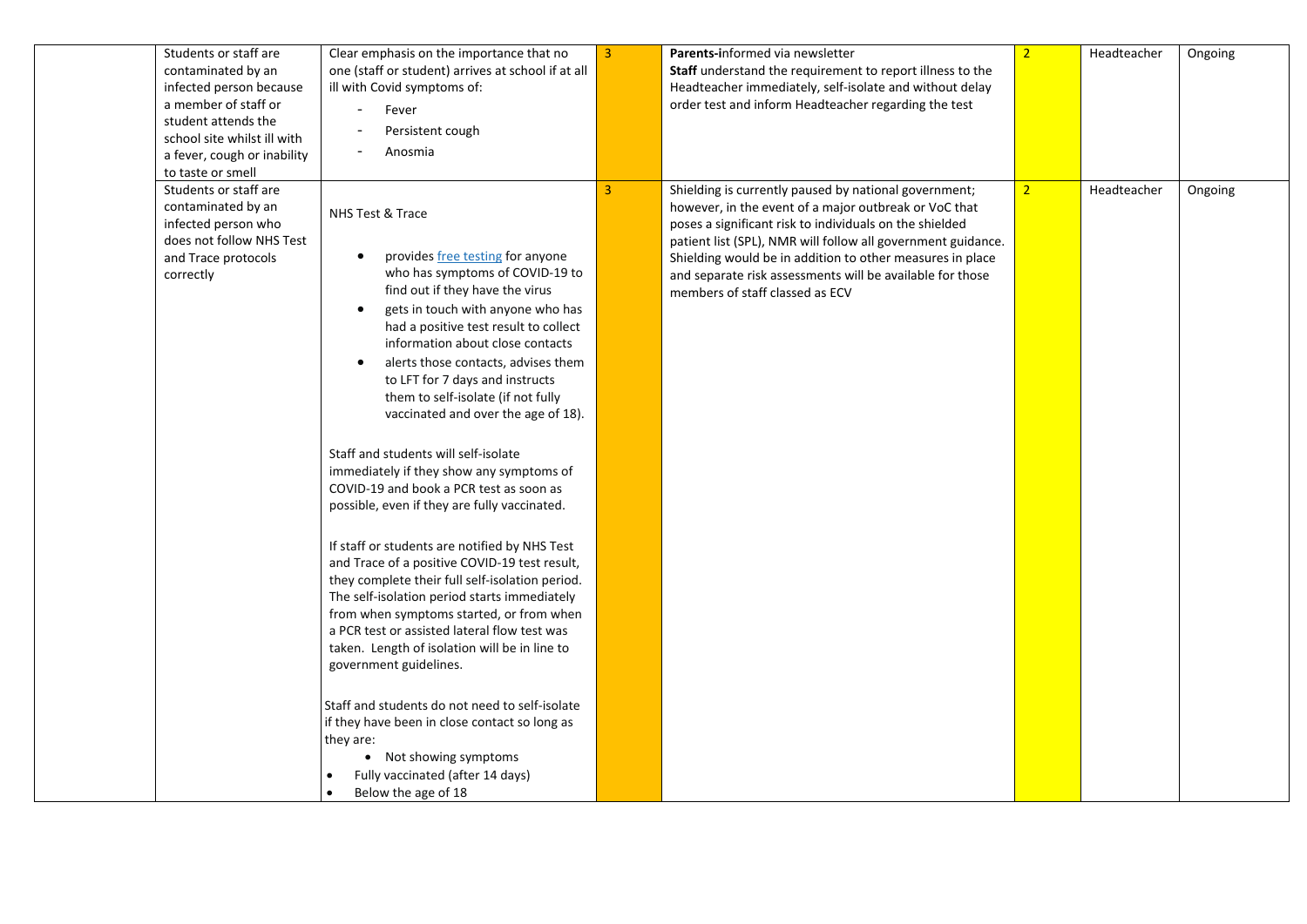| | | | | | | | |
|---|---|---|---|---|---|---|---|
| | Students or staff are contaminated by an infected person because a member of staff or student attends the school site whilst ill with a fever, cough or inability to taste or smell | Clear emphasis on the importance that no one (staff or student) arrives at school if at all ill with Covid symptoms of:<br>- Fever<br>- Persistent cough<br>- Anosmia | 3 | **Parents-i**nformed via newsletter<br>**Staff** understand the requirement to report illness to the Headteacher immediately, self-isolate and without delay order test and inform Headteacher regarding the test | 2 | Headteacher | Ongoing |
| | Students or staff are contaminated by an infected person who does not follow NHS Test and Trace protocols correctly | NHS Test & Trace<br>• provides [free testing](free testing) for anyone who has symptoms of COVID-19 to find out if they have the virus<br>• gets in touch with anyone who has had a positive test result to collect information about close contacts<br>• alerts those contacts, advises them to LFT for 7 days and instructs them to self-isolate (if not fully vaccinated and over the age of 18).<br><br>Staff and students will self-isolate immediately if they show any symptoms of COVID-19 and book a PCR test as soon as possible, even if they are fully vaccinated.<br><br>If staff or students are notified by NHS Test and Trace of a positive COVID-19 test result, they complete their full self-isolation period. The self-isolation period starts immediately from when symptoms started, or from when a PCR test or assisted lateral flow test was taken. Length of isolation will be in line to government guidelines.<br><br>Staff and students do not need to self-isolate if they have been in close contact so long as they are:<br>• Not showing symptoms<br>• Fully vaccinated (after 14 days)<br>• Below the age of 18 | 3 | Shielding is currently paused by national government; however, in the event of a major outbreak or VoC that poses a significant risk to individuals on the shielded patient list (SPL), NMR will follow all government guidance. Shielding would be in addition to other measures in place and separate risk assessments will be available for those members of staff classed as ECV | 2 | Headteacher | Ongoing |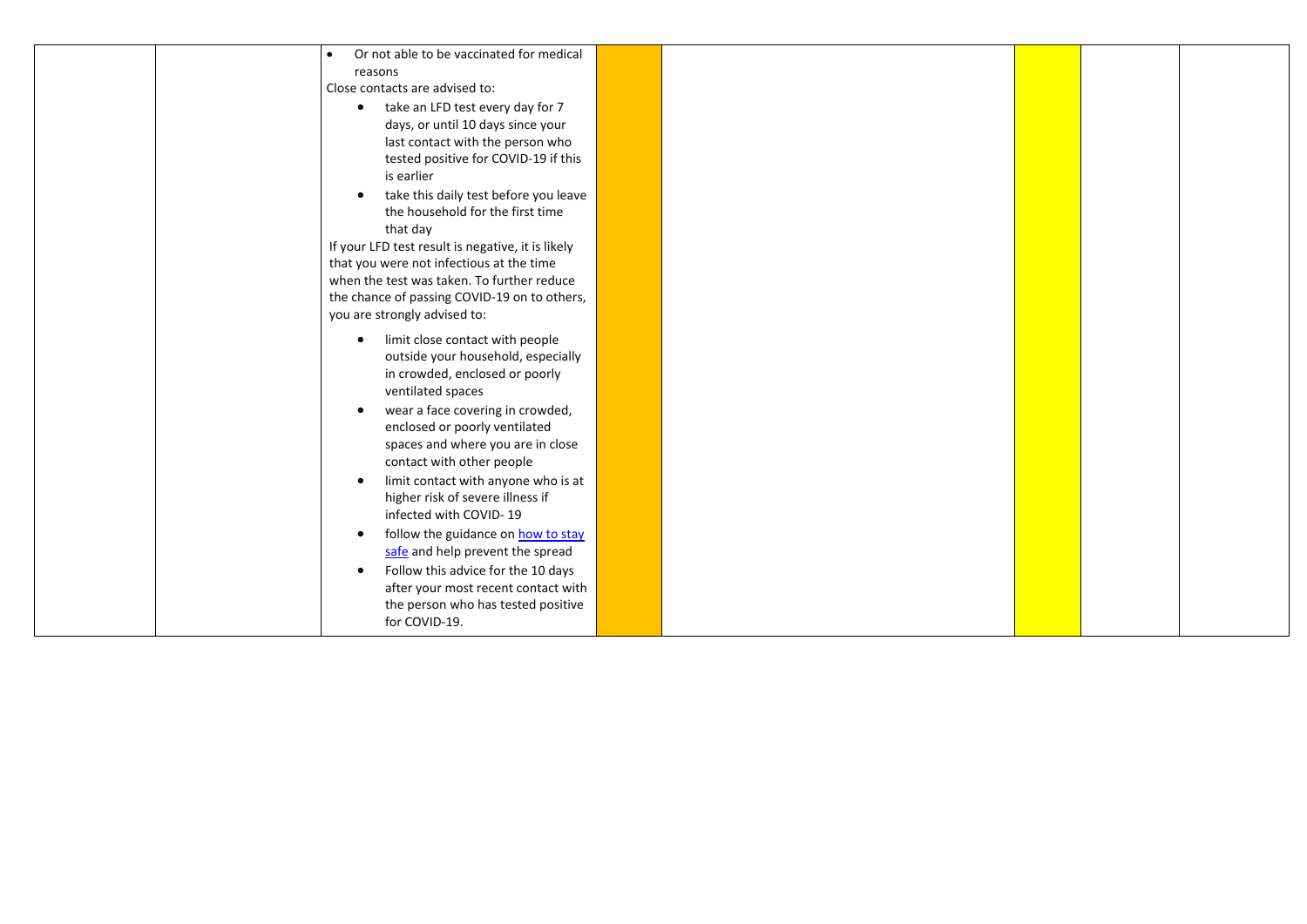| | | | | | | | |
|---|---|---|---|---|---|---|---|
| | | • Or not able to be vaccinated for medical reasons<br>Close contacts are advised to:<br>• take an LFD test every day for 7 days, or until 10 days since your last contact with the person who tested positive for COVID-19 if this is earlier<br>• take this daily test before you leave the household for the first time that day<br>If your LFD test result is negative, it is likely that you were not infectious at the time when the test was taken. To further reduce the chance of passing COVID-19 on to others, you are strongly advised to:<br>• limit close contact with people outside your household, especially in crowded, enclosed or poorly ventilated spaces<br>• wear a face covering in crowded, enclosed or poorly ventilated spaces and where you are in close contact with other people<br>• limit contact with anyone who is at higher risk of severe illness if infected with COVID- 19<br>• follow the guidance on how to stay safe and help prevent the spread<br>• Follow this advice for the 10 days after your most recent contact with the person who has tested positive for COVID-19. | | | | | |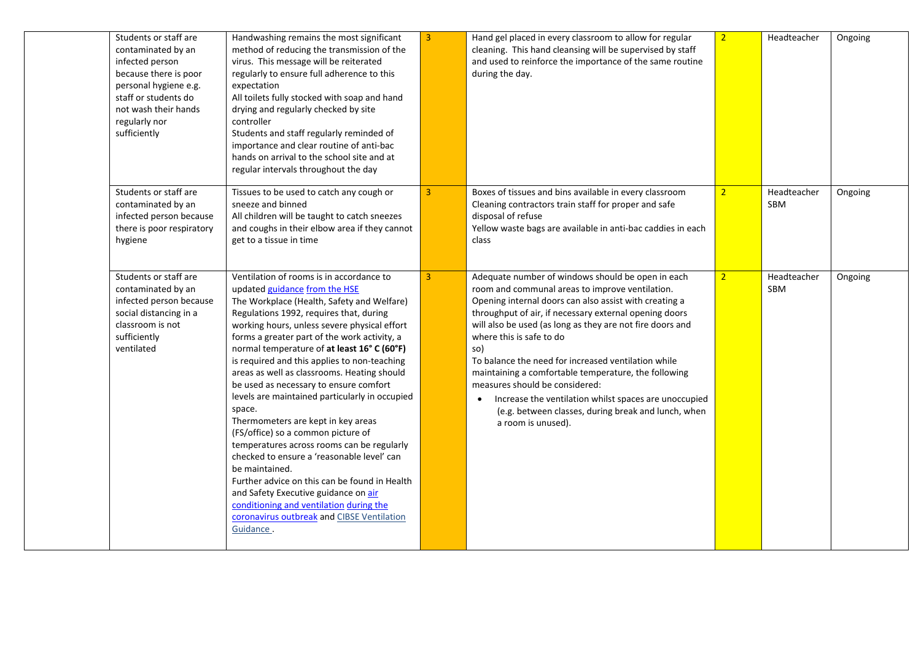|  | Students or staff are contaminated by an infected person because there is poor personal hygiene e.g. staff or students do not wash their hands regularly nor sufficiently | Handwashing remains the most significant method of reducing the transmission of the virus. This message will be reiterated regularly to ensure full adherence to this expectation<br>All toilets fully stocked with soap and hand drying and regularly checked by site controller<br>Students and staff regularly reminded of importance and clear routine of anti-bac hands on arrival to the school site and at regular intervals throughout the day | 3 | Hand gel placed in every classroom to allow for regular cleaning. This hand cleansing will be supervised by staff and used to reinforce the importance of the same routine during the day. | 2 | Headteacher | Ongoing |
|---|---|---|---|---|---|---|---|
|  | Students or staff are contaminated by an infected person because there is poor respiratory hygiene | Tissues to be used to catch any cough or sneeze and binned<br>All children will be taught to catch sneezes and coughs in their elbow area if they cannot get to a tissue in time | 3 | Boxes of tissues and bins available in every classroom<br>Cleaning contractors train staff for proper and safe disposal of refuse<br>Yellow waste bags are available in anti-bac caddies in each class | 2 | Headteacher SBM | Ongoing |
|  | Students or staff are contaminated by an infected person because social distancing in a classroom is not sufficiently ventilated | Ventilation of rooms is in accordance to updated guidance from the HSE<br>The Workplace (Health, Safety and Welfare) Regulations 1992, requires that, during working hours, unless severe physical effort forms a greater part of the work activity, a normal temperature of **at least 16° C (60°F)** is required and this applies to non-teaching areas as well as classrooms. Heating should be used as necessary to ensure comfort levels are maintained particularly in occupied space.<br>Thermometers are kept in key areas (FS/office) so a common picture of temperatures across rooms can be regularly checked to ensure a 'reasonable level' can be maintained.<br>Further advice on this can be found in Health and Safety Executive guidance on air conditioning and ventilation during the coronavirus outbreak and CIBSE Ventilation Guidance . | 3 | Adequate number of windows should be open in each room and communal areas to improve ventilation. Opening internal doors can also assist with creating a throughput of air, if necessary external opening doors will also be used (as long as they are not fire doors and where this is safe to do so)<br>To balance the need for increased ventilation while maintaining a comfortable temperature, the following measures should be considered:<br>• Increase the ventilation whilst spaces are unoccupied (e.g. between classes, during break and lunch, when a room is unused). | 2 | Headteacher SBM | Ongoing |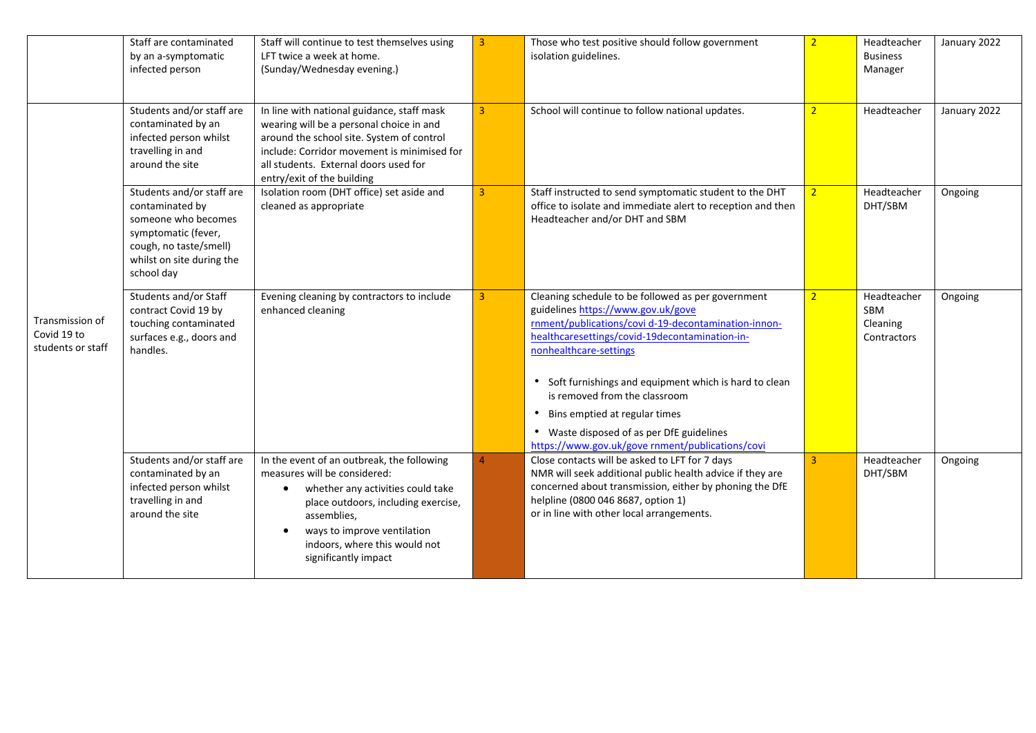| | | | | | | | |
|---|---|---|---|---|---|---|---|
| | Staff are contaminated by an a-symptomatic infected person | Staff will continue to test themselves using LFT twice a week at home. (Sunday/Wednesday evening.) | 3 | Those who test positive should follow government isolation guidelines. | 2 | Headteacher Business Manager | January 2022 |
| Transmission of Covid 19 to students or staff | Students and/or staff are contaminated by an infected person whilst travelling in and around the site | In line with national guidance, staff mask wearing will be a personal choice in and around the school site. System of control include: Corridor movement is minimised for all students. External doors used for entry/exit of the building | 3 | School will continue to follow national updates. | 2 | Headteacher | January 2022 |
| | Students and/or staff are contaminated by someone who becomes symptomatic (fever, cough, no taste/smell) whilst on site during the school day | Isolation room (DHT office) set aside and cleaned as appropriate | 3 | Staff instructed to send symptomatic student to the DHT office to isolate and immediate alert to reception and then Headteacher and/or DHT and SBM | 2 | Headteacher DHT/SBM | Ongoing |
| | Students and/or Staff contract Covid 19 by touching contaminated surfaces e.g., doors and handles. | Evening cleaning by contractors to include enhanced cleaning | 3 | Cleaning schedule to be followed as per government guidelines https://www.gov.uk/gove rnment/publications/covi d-19-decontamination-innon-healthcaresettings/covid-19decontamination-in-nonhealthcare-settings<br>• Soft furnishings and equipment which is hard to clean is removed from the classroom<br>• Bins emptied at regular times<br>• Waste disposed of as per DfE guidelines https://www.gov.uk/gove rnment/publications/covi | 2 | Headteacher SBM Cleaning Contractors | Ongoing |
| | Students and/or staff are contaminated by an infected person whilst travelling in and around the site | In the event of an outbreak, the following measures will be considered:<br>• whether any activities could take place outdoors, including exercise, assemblies,<br>• ways to improve ventilation indoors, where this would not significantly impact | 4 | Close contacts will be asked to LFT for 7 days<br>NMR will seek additional public health advice if they are concerned about transmission, either by phoning the DfE helpline (0800 046 8687, option 1)<br>or in line with other local arrangements. | 3 | Headteacher DHT/SBM | Ongoing |